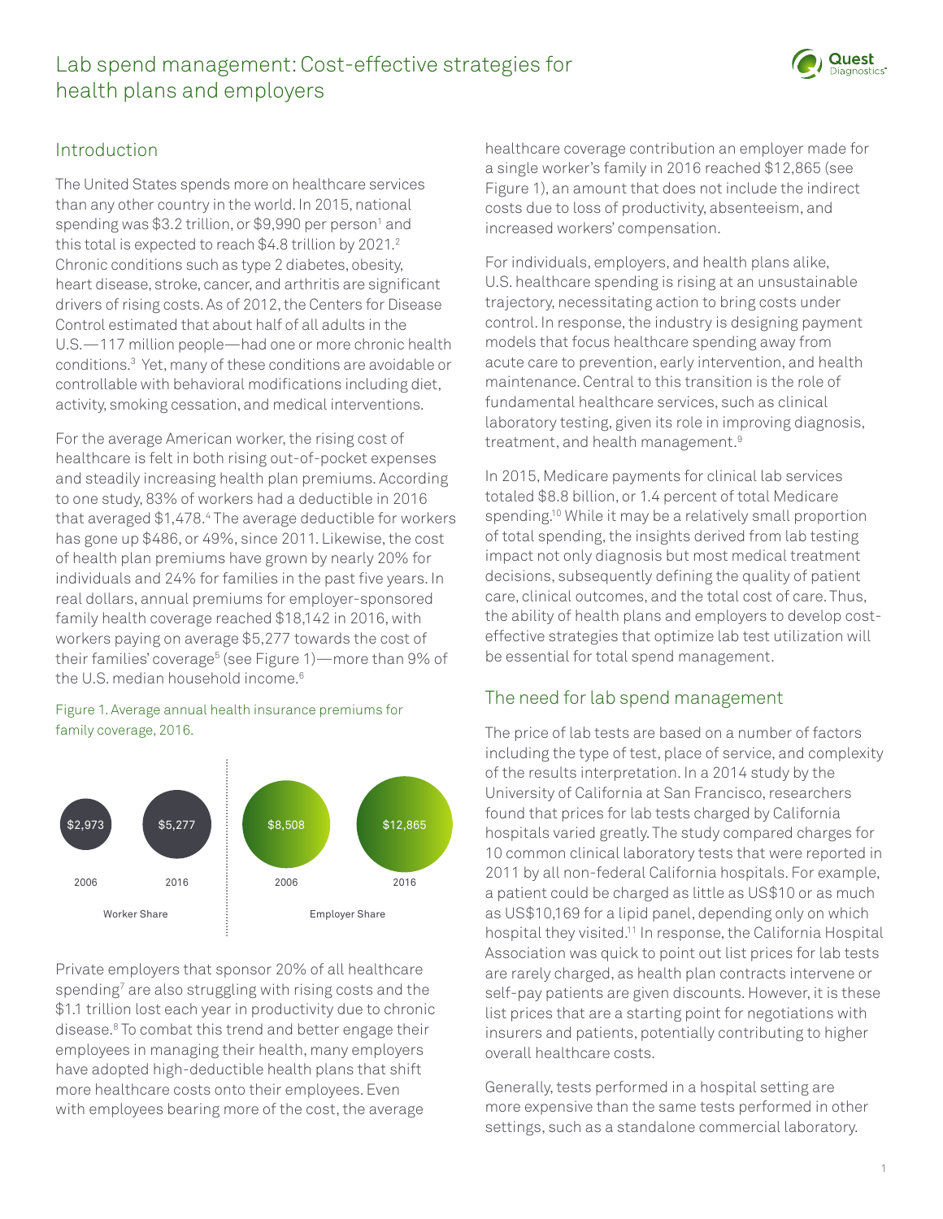# Lab spend management: Cost-effective strategies for health plans and employers

## Introduction

The United States spends more on healthcare services than any other country in the world. In 2015, national spending was $3.2 trillion, or $9,990 per person[1] and this total is expected to reach $4.8 trillion by 2021.[2] Chronic conditions such as type 2 diabetes, obesity, heart disease, stroke, cancer, and arthritis are significant drivers of rising costs. As of 2012, the Centers for Disease Control estimated that about half of all adults in the U.S.—117 million people—had one or more chronic health conditions.[3] Yet, many of these conditions are avoidable or controllable with behavioral modifications including diet, activity, smoking cessation, and medical interventions.

For the average American worker, the rising cost of healthcare is felt in both rising out-of-pocket expenses and steadily increasing health plan premiums. According to one study, 83% of workers had a deductible in 2016 that averaged $1,478.[4] The average deductible for workers has gone up $486, or 49%, since 2011. Likewise, the cost of health plan premiums have grown by nearly 20% for individuals and 24% for families in the past five years. In real dollars, annual premiums for employer-sponsored family health coverage reached $18,142 in 2016, with workers paying on average $5,277 towards the cost of their families' coverage[5] (see Figure 1)—more than 9% of the U.S. median household income.[6]

Figure 1. Average annual health insurance premiums for family coverage, 2016.

| | Worker Share | Employer Share |
|---|---|---|
| 2006 | $2,973 | $8,508 |
| 2016 | $5,277 | $12,865 |

Private employers that sponsor 20% of all healthcare spending[7] are also struggling with rising costs and the $1.1 trillion lost each year in productivity due to chronic disease.[8] To combat this trend and better engage their employees in managing their health, many employers have adopted high-deductible health plans that shift more healthcare costs onto their employees. Even with employees bearing more of the cost, the average healthcare coverage contribution an employer made for a single worker's family in 2016 reached $12,865 (see Figure 1), an amount that does not include the indirect costs due to loss of productivity, absenteeism, and increased workers' compensation.

For individuals, employers, and health plans alike, U.S. healthcare spending is rising at an unsustainable trajectory, necessitating action to bring costs under control. In response, the industry is designing payment models that focus healthcare spending away from acute care to prevention, early intervention, and health maintenance. Central to this transition is the role of fundamental healthcare services, such as clinical laboratory testing, given its role in improving diagnosis, treatment, and health management.[9]

In 2015, Medicare payments for clinical lab services totaled $8.8 billion, or 1.4 percent of total Medicare spending.[10] While it may be a relatively small proportion of total spending, the insights derived from lab testing impact not only diagnosis but most medical treatment decisions, subsequently defining the quality of patient care, clinical outcomes, and the total cost of care. Thus, the ability of health plans and employers to develop cost-effective strategies that optimize lab test utilization will be essential for total spend management.

## The need for lab spend management

The price of lab tests are based on a number of factors including the type of test, place of service, and complexity of the results interpretation. In a 2014 study by the University of California at San Francisco, researchers found that prices for lab tests charged by California hospitals varied greatly. The study compared charges for 10 common clinical laboratory tests that were reported in 2011 by all non-federal California hospitals. For example, a patient could be charged as little as US$10 or as much as US$10,169 for a lipid panel, depending only on which hospital they visited.[11] In response, the California Hospital Association was quick to point out list prices for lab tests are rarely charged, as health plan contracts intervene or self-pay patients are given discounts. However, it is these list prices that are a starting point for negotiations with insurers and patients, potentially contributing to higher overall healthcare costs.

Generally, tests performed in a hospital setting are more expensive than the same tests performed in other settings, such as a standalone commercial laboratory.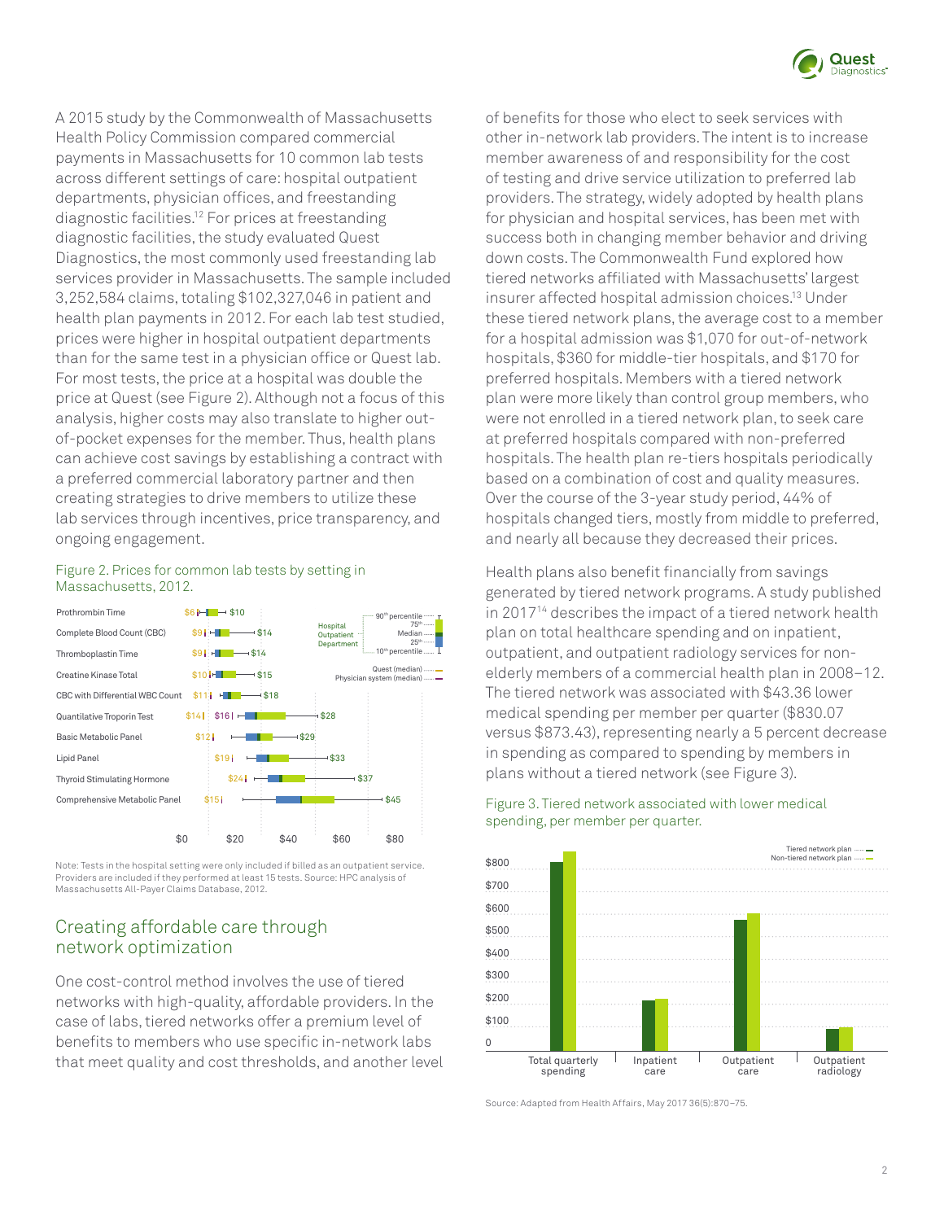A 2015 study by the Commonwealth of Massachusetts Health Policy Commission compared commercial payments in Massachusetts for 10 common lab tests across different settings of care: hospital outpatient departments, physician offices, and freestanding diagnostic facilities.[12] For prices at freestanding diagnostic facilities, the study evaluated Quest Diagnostics, the most commonly used freestanding lab services provider in Massachusetts. The sample included 3,252,584 claims, totaling $102,327,046 in patient and health plan payments in 2012. For each lab test studied, prices were higher in hospital outpatient departments than for the same test in a physician office or Quest lab. For most tests, the price at a hospital was double the price at Quest (see Figure 2). Although not a focus of this analysis, higher costs may also translate to higher out-of-pocket expenses for the member. Thus, health plans can achieve cost savings by establishing a contract with a preferred commercial laboratory partner and then creating strategies to drive members to utilize these lab services through incentives, price transparency, and ongoing engagement.

Figure 2. Prices for common lab tests by setting in Massachusetts, 2012.

| Test | Quest (median) | Physician system (median) | Hospital Outpatient Department (90th percentile) |
| --- | --- | --- | --- |
| Prothrombin Time | $6 | | $10 |
| Complete Blood Count (CBC) | $9 | | $14 |
| Thromboplastin Time | $9 | | $14 |
| Creatine Kinase Total | $10 | | $15 |
| CBC with Differential WBC Count | $11 | | $18 |
| Quantitative Troporin Test | $14 | $16 | $28 |
| Basic Metabolic Panel | $12 | | $29 |
| Lipid Panel | $19 | | $33 |
| Thyroid Stimulating Hormone | $24 | | $37 |
| Comprehensive Metabolic Panel | $15 | | $45 |

Note: Tests in the hospital setting were only included if billed as an outpatient service. Providers are included if they performed at least 15 tests. Source: HPC analysis of Massachusetts All-Payer Claims Database, 2012.

## Creating affordable care through network optimization

One cost-control method involves the use of tiered networks with high-quality, affordable providers. In the case of labs, tiered networks offer a premium level of benefits to members who use specific in-network labs that meet quality and cost thresholds, and another level of benefits for those who elect to seek services with other in-network lab providers. The intent is to increase member awareness of and responsibility for the cost of testing and drive service utilization to preferred lab providers. The strategy, widely adopted by health plans for physician and hospital services, has been met with success both in changing member behavior and driving down costs. The Commonwealth Fund explored how tiered networks affiliated with Massachusetts' largest insurer affected hospital admission choices.[13] Under these tiered network plans, the average cost to a member for a hospital admission was $1,070 for out-of-network hospitals, $360 for middle-tier hospitals, and $170 for preferred hospitals. Members with a tiered network plan were more likely than control group members, who were not enrolled in a tiered network plan, to seek care at preferred hospitals compared with non-preferred hospitals. The health plan re-tiers hospitals periodically based on a combination of cost and quality measures. Over the course of the 3-year study period, 44% of hospitals changed tiers, mostly from middle to preferred, and nearly all because they decreased their prices.

Health plans also benefit financially from savings generated by tiered network programs. A study published in 2017[14] describes the impact of a tiered network health plan on total healthcare spending and on inpatient, outpatient, and outpatient radiology services for non-elderly members of a commercial health plan in 2008–12. The tiered network was associated with $43.36 lower medical spending per member per quarter ($830.07 versus $873.43), representing nearly a 5 percent decrease in spending as compared to spending by members in plans without a tiered network (see Figure 3).

Figure 3. Tiered network associated with lower medical spending, per member per quarter.

| | Tiered network plan | Non-tiered network plan |
| --- | --- | --- |
| Total quarterly spending | $830.07 | $873.43 |
| Inpatient care | ~$215 | ~$220 |
| Outpatient care | ~$570 | ~$600 |
| Outpatient radiology | ~$95 | ~$100 |

Source: Adapted from Health Affairs, May 2017 36(5):870–75.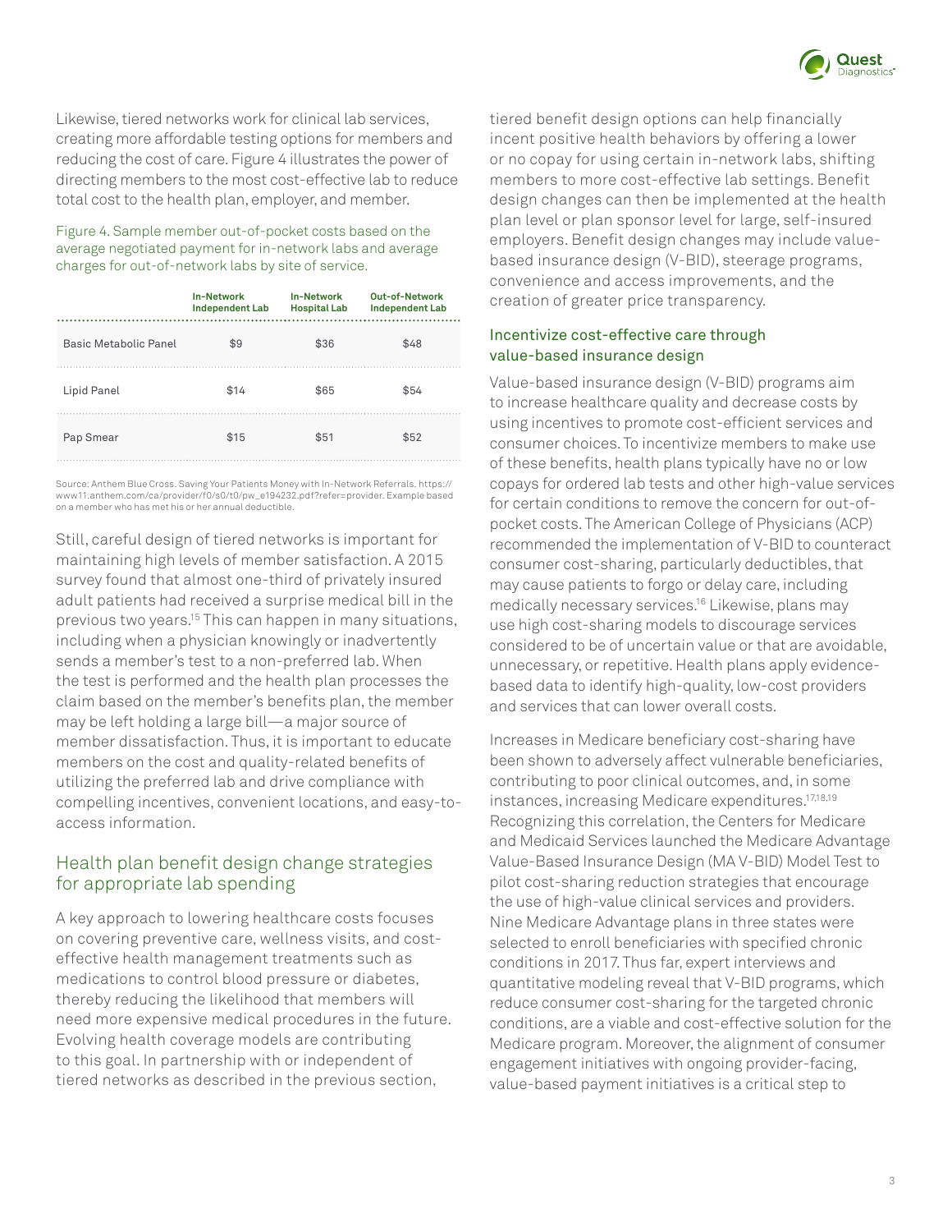Likewise, tiered networks work for clinical lab services, creating more affordable testing options for members and reducing the cost of care. Figure 4 illustrates the power of directing members to the most cost-effective lab to reduce total cost to the health plan, employer, and member.

Figure 4. Sample member out-of-pocket costs based on the average negotiated payment for in-network labs and average charges for out-of-network labs by site of service.

| | In-Network Independent Lab | In-Network Hospital Lab | Out-of-Network Independent Lab |
|---|---|---|---|
| Basic Metabolic Panel | $9 | $36 | $48 |
| Lipid Panel | $14 | $65 | $54 |
| Pap Smear | $15 | $51 | $52 |

Source: Anthem Blue Cross. Saving Your Patients Money with In-Network Referrals. https://www11.anthem.com/ca/provider/f0/s0/t0/pw_e194232.pdf?refer=provider. Example based on a member who has met his or her annual deductible.

Still, careful design of tiered networks is important for maintaining high levels of member satisfaction. A 2015 survey found that almost one-third of privately insured adult patients had received a surprise medical bill in the previous two years.[15] This can happen in many situations, including when a physician knowingly or inadvertently sends a member's test to a non-preferred lab. When the test is performed and the health plan processes the claim based on the member's benefits plan, the member may be left holding a large bill—a major source of member dissatisfaction. Thus, it is important to educate members on the cost and quality-related benefits of utilizing the preferred lab and drive compliance with compelling incentives, convenient locations, and easy-to-access information.

## Health plan benefit design change strategies for appropriate lab spending

A key approach to lowering healthcare costs focuses on covering preventive care, wellness visits, and cost-effective health management treatments such as medications to control blood pressure or diabetes, thereby reducing the likelihood that members will need more expensive medical procedures in the future. Evolving health coverage models are contributing to this goal. In partnership with or independent of tiered networks as described in the previous section, tiered benefit design options can help financially incent positive health behaviors by offering a lower or no copay for using certain in-network labs, shifting members to more cost-effective lab settings. Benefit design changes can then be implemented at the health plan level or plan sponsor level for large, self-insured employers. Benefit design changes may include value-based insurance design (V-BID), steerage programs, convenience and access improvements, and the creation of greater price transparency.

### Incentivize cost-effective care through value-based insurance design

Value-based insurance design (V-BID) programs aim to increase healthcare quality and decrease costs by using incentives to promote cost-efficient services and consumer choices. To incentivize members to make use of these benefits, health plans typically have no or low copays for ordered lab tests and other high-value services for certain conditions to remove the concern for out-of-pocket costs. The American College of Physicians (ACP) recommended the implementation of V-BID to counteract consumer cost-sharing, particularly deductibles, that may cause patients to forgo or delay care, including medically necessary services.[16] Likewise, plans may use high cost-sharing models to discourage services considered to be of uncertain value or that are avoidable, unnecessary, or repetitive. Health plans apply evidence-based data to identify high-quality, low-cost providers and services that can lower overall costs.

Increases in Medicare beneficiary cost-sharing have been shown to adversely affect vulnerable beneficiaries, contributing to poor clinical outcomes, and, in some instances, increasing Medicare expenditures.[17,18,19] Recognizing this correlation, the Centers for Medicare and Medicaid Services launched the Medicare Advantage Value-Based Insurance Design (MA V-BID) Model Test to pilot cost-sharing reduction strategies that encourage the use of high-value clinical services and providers. Nine Medicare Advantage plans in three states were selected to enroll beneficiaries with specified chronic conditions in 2017. Thus far, expert interviews and quantitative modeling reveal that V-BID programs, which reduce consumer cost-sharing for the targeted chronic conditions, are a viable and cost-effective solution for the Medicare program. Moreover, the alignment of consumer engagement initiatives with ongoing provider-facing, value-based payment initiatives is a critical step to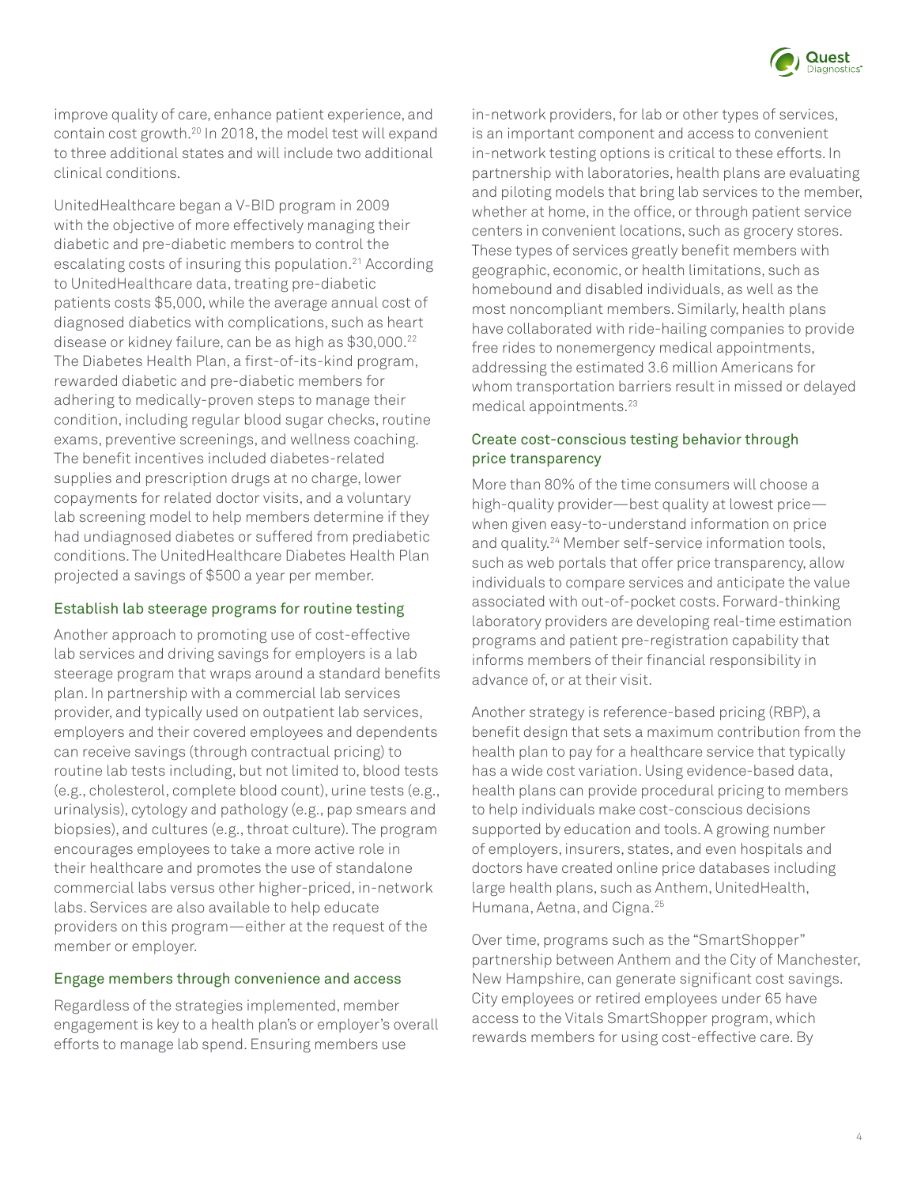improve quality of care, enhance patient experience, and contain cost growth.[20] In 2018, the model test will expand to three additional states and will include two additional clinical conditions.

UnitedHealthcare began a V-BID program in 2009 with the objective of more effectively managing their diabetic and pre-diabetic members to control the escalating costs of insuring this population.[21] According to UnitedHealthcare data, treating pre-diabetic patients costs $5,000, while the average annual cost of diagnosed diabetics with complications, such as heart disease or kidney failure, can be as high as $30,000.[22] The Diabetes Health Plan, a first-of-its-kind program, rewarded diabetic and pre-diabetic members for adhering to medically-proven steps to manage their condition, including regular blood sugar checks, routine exams, preventive screenings, and wellness coaching. The benefit incentives included diabetes-related supplies and prescription drugs at no charge, lower copayments for related doctor visits, and a voluntary lab screening model to help members determine if they had undiagnosed diabetes or suffered from prediabetic conditions. The UnitedHealthcare Diabetes Health Plan projected a savings of $500 a year per member.

### Establish lab steerage programs for routine testing

Another approach to promoting use of cost-effective lab services and driving savings for employers is a lab steerage program that wraps around a standard benefits plan. In partnership with a commercial lab services provider, and typically used on outpatient lab services, employers and their covered employees and dependents can receive savings (through contractual pricing) to routine lab tests including, but not limited to, blood tests (e.g., cholesterol, complete blood count), urine tests (e.g., urinalysis), cytology and pathology (e.g., pap smears and biopsies), and cultures (e.g., throat culture). The program encourages employees to take a more active role in their healthcare and promotes the use of standalone commercial labs versus other higher-priced, in-network labs. Services are also available to help educate providers on this program—either at the request of the member or employer.

### Engage members through convenience and access

Regardless of the strategies implemented, member engagement is key to a health plan's or employer's overall efforts to manage lab spend. Ensuring members use in-network providers, for lab or other types of services, is an important component and access to convenient in-network testing options is critical to these efforts. In partnership with laboratories, health plans are evaluating and piloting models that bring lab services to the member, whether at home, in the office, or through patient service centers in convenient locations, such as grocery stores. These types of services greatly benefit members with geographic, economic, or health limitations, such as homebound and disabled individuals, as well as the most noncompliant members. Similarly, health plans have collaborated with ride-hailing companies to provide free rides to nonemergency medical appointments, addressing the estimated 3.6 million Americans for whom transportation barriers result in missed or delayed medical appointments.[23]

### Create cost-conscious testing behavior through price transparency

More than 80% of the time consumers will choose a high-quality provider—best quality at lowest price—when given easy-to-understand information on price and quality.[24] Member self-service information tools, such as web portals that offer price transparency, allow individuals to compare services and anticipate the value associated with out-of-pocket costs. Forward-thinking laboratory providers are developing real-time estimation programs and patient pre-registration capability that informs members of their financial responsibility in advance of, or at their visit.

Another strategy is reference-based pricing (RBP), a benefit design that sets a maximum contribution from the health plan to pay for a healthcare service that typically has a wide cost variation. Using evidence-based data, health plans can provide procedural pricing to members to help individuals make cost-conscious decisions supported by education and tools. A growing number of employers, insurers, states, and even hospitals and doctors have created online price databases including large health plans, such as Anthem, UnitedHealth, Humana, Aetna, and Cigna.[25]

Over time, programs such as the "SmartShopper" partnership between Anthem and the City of Manchester, New Hampshire, can generate significant cost savings. City employees or retired employees under 65 have access to the Vitals SmartShopper program, which rewards members for using cost-effective care. By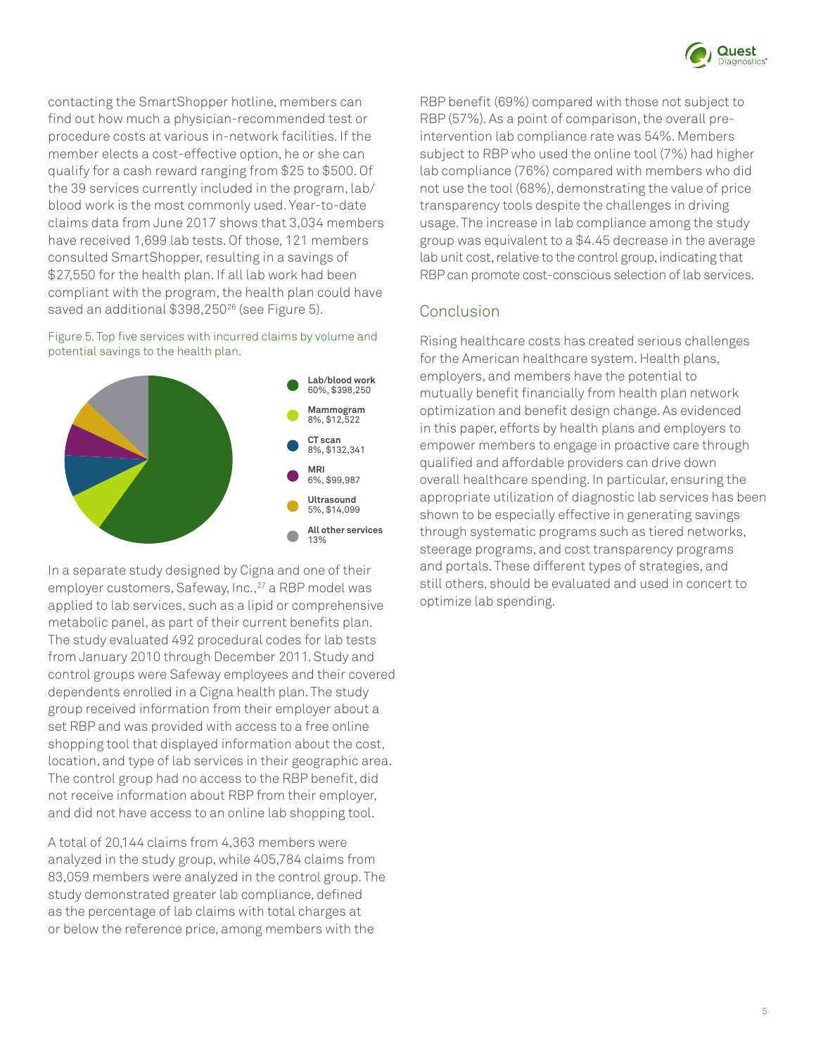contacting the SmartShopper hotline, members can find out how much a physician-recommended test or procedure costs at various in-network facilities. If the member elects a cost-effective option, he or she can qualify for a cash reward ranging from $25 to $500. Of the 39 services currently included in the program, lab/blood work is the most commonly used. Year-to-date claims data from June 2017 shows that 3,034 members have received 1,699 lab tests. Of those, 121 members consulted SmartShopper, resulting in a savings of $27,550 for the health plan. If all lab work had been compliant with the program, the health plan could have saved an additional $398,250[26] (see Figure 5).

Figure 5. Top five services with incurred claims by volume and potential savings to the health plan.

- **Lab/blood work** 60%, $398,250
- **Mammogram** 8%, $12,522
- **CT scan** 8%, $132,341
- **MRI** 6%, $99,987
- **Ultrasound** 5%, $14,099
- **All other services** 13%

In a separate study designed by Cigna and one of their employer customers, Safeway, Inc.,[27] a RBP model was applied to lab services, such as a lipid or comprehensive metabolic panel, as part of their current benefits plan. The study evaluated 492 procedural codes for lab tests from January 2010 through December 2011. Study and control groups were Safeway employees and their covered dependents enrolled in a Cigna health plan. The study group received information from their employer about a set RBP and was provided with access to a free online shopping tool that displayed information about the cost, location, and type of lab services in their geographic area. The control group had no access to the RBP benefit, did not receive information about RBP from their employer, and did not have access to an online lab shopping tool.

A total of 20,144 claims from 4,363 members were analyzed in the study group, while 405,784 claims from 83,059 members were analyzed in the control group. The study demonstrated greater lab compliance, defined as the percentage of lab claims with total charges at or below the reference price, among members with the RBP benefit (69%) compared with those not subject to RBP (57%). As a point of comparison, the overall pre-intervention lab compliance rate was 54%. Members subject to RBP who used the online tool (7%) had higher lab compliance (76%) compared with members who did not use the tool (68%), demonstrating the value of price transparency tools despite the challenges in driving usage. The increase in lab compliance among the study group was equivalent to a $4.45 decrease in the average lab unit cost, relative to the control group, indicating that RBP can promote cost-conscious selection of lab services.

## Conclusion

Rising healthcare costs has created serious challenges for the American healthcare system. Health plans, employers, and members have the potential to mutually benefit financially from health plan network optimization and benefit design change. As evidenced in this paper, efforts by health plans and employers to empower members to engage in proactive care through qualified and affordable providers can drive down overall healthcare spending. In particular, ensuring the appropriate utilization of diagnostic lab services has been shown to be especially effective in generating savings through systematic programs such as tiered networks, steerage programs, and cost transparency programs and portals. These different types of strategies, and still others, should be evaluated and used in concert to optimize lab spending.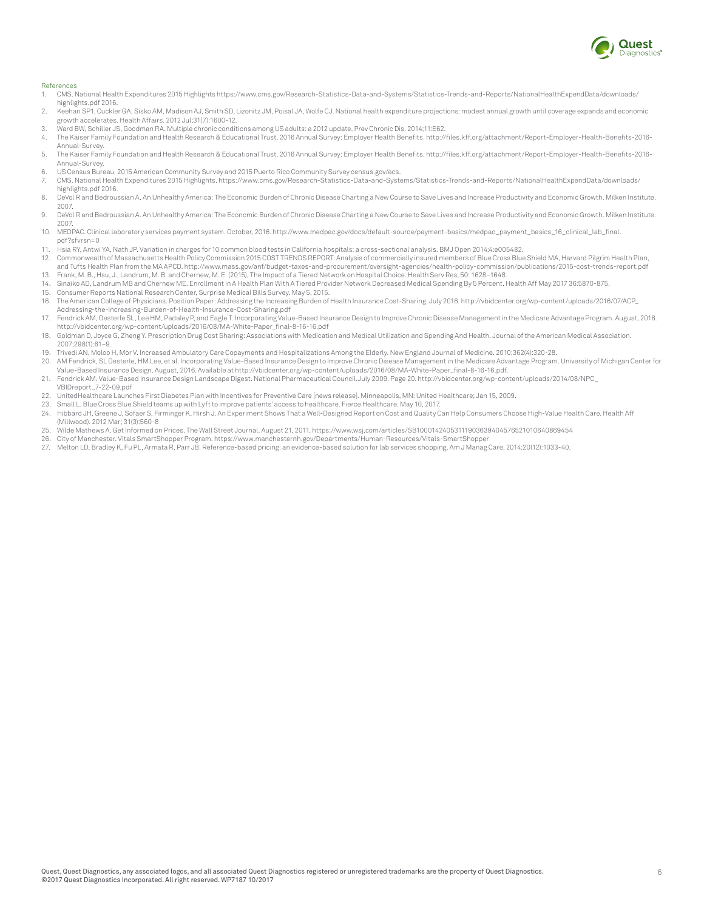## References

1. CMS. National Health Expenditures 2015 Highlights https://www.cms.gov/Research-Statistics-Data-and-Systems/Statistics-Trends-and-Reports/NationalHealthExpendData/downloads/highlights.pdf 2016.
2. Keehan SP1, Cuckler GA, Sisko AM, Madison AJ, Smith SD, Lizonitz JM, Poisal JA, Wolfe CJ. National health expenditure projections: modest annual growth until coverage expands and economic growth accelerates. Health Affairs. 2012 Jul;31(7):1600-12.
3. Ward BW, Schiller JS, Goodman RA. Multiple chronic conditions among US adults: a 2012 update. Prev Chronic Dis. 2014;11:E62.
4. The Kaiser Family Foundation and Health Research & Educational Trust. 2016 Annual Survey: Employer Health Benefits. http://files.kff.org/attachment/Report-Employer-Health-Benefits-2016-Annual-Survey.
5. The Kaiser Family Foundation and Health Research & Educational Trust. 2016 Annual Survey: Employer Health Benefits. http://files.kff.org/attachment/Report-Employer-Health-Benefits-2016-Annual-Survey.
6. US Census Bureau. 2015 American Community Survey and 2015 Puerto Rico Community Survey census.gov/acs.
7. CMS. National Health Expenditures 2015 Highlights. https://www.cms.gov/Research-Statistics-Data-and-Systems/Statistics-Trends-and-Reports/NationalHealthExpendData/downloads/highlights.pdf 2016.
8. DeVol R and Bedroussian A. An Unhealthy America: The Economic Burden of Chronic Disease Charting a New Course to Save Lives and Increase Productivity and Economic Growth. Milken Institute. 2007.
9. DeVol R and Bedroussian A. An Unhealthy America: The Economic Burden of Chronic Disease Charting a New Course to Save Lives and Increase Productivity and Economic Growth. Milken Institute. 2007.
10. MEDPAC. Clinical laboratory services payment system. October, 2016. http://www.medpac.gov/docs/default-source/payment-basics/medpac_payment_basics_16_clinical_lab_final.pdf?sfvrsn=0
11. Hsia RY, Antwi YA, Nath JP. Variation in charges for 10 common blood tests in California hospitals: a cross-sectional analysis. BMJ Open 2014;4:e005482.
12. Commonwealth of Massachusetts Health Policy Commission 2015 COST TRENDS REPORT: Analysis of commercially insured members of Blue Cross Blue Shield MA, Harvard Pilgrim Health Plan, and Tufts Health Plan from the MA APCD. http://www.mass.gov/anf/budget-taxes-and-procurement/oversight-agencies/health-policy-commission/publications/2015-cost-trends-report.pdf
13. Frank, M. B., Hsu, J., Landrum, M. B. and Chernew, M. E. (2015), The Impact of a Tiered Network on Hospital Choice. Health Serv Res, 50: 1628–1648.
14. Sinaiko AD, Landrum MB and Chernew ME. Enrollment in A Health Plan With A Tiered Provider Network Decreased Medical Spending By 5 Percent. Health Aff May 2017 36:5870-875.
15. Consumer Reports National Research Center, Surprise Medical Bills Survey. May 5, 2015.
16. The American College of Physicians. Position Paper: Addressing the Increasing Burden of Health Insurance Cost-Sharing. July 2016. http://vbidcenter.org/wp-content/uploads/2016/07/ACP_Addressing-the-Increasing-Burden-of-Health-Insurance-Cost-Sharing.pdf
17. Fendrick AM, Oesterle SL, Lee HM, Padaley P, and Eagle T. Incorporating Value-Based Insurance Design to Improve Chronic Disease Management in the Medicare Advantage Program. August, 2016. http://vbidcenter.org/wp-content/uploads/2016/08/MA-White-Paper_final-8-16-16.pdf
18. Goldman D, Joyce G, Zheng Y. Prescription Drug Cost Sharing: Associations with Medication and Medical Utilization and Spending And Health. Journal of the American Medical Association. 2007;298(1):61–9.
19. Trivedi AN, Moloo H, Mor V. Increased Ambulatory Care Copayments and Hospitalizations Among the Elderly. New England Journal of Medicine. 2010;362(4):320-28.
20. AM Fendrick, SL Oesterle, HM Lee, et al. Incorporating Value-Based Insurance Design to Improve Chronic Disease Management in the Medicare Advantage Program. University of Michigan Center for Value-Based Insurance Design. August, 2016. Available at http://vbidcenter.org/wp-content/uploads/2016/08/MA-White-Paper_final-8-16-16.pdf.
21. Fendrick AM. Value-Based Insurance Design Landscape Digest. National Pharmaceutical Council.July 2009. Page 20. http://vbidcenter.org/wp-content/uploads/2014/08/NPC_VBIDreport_7-22-09.pdf
22. UnitedHealthcare Launches First Diabetes Plan with Incentives for Preventive Care [news release]. Minneapolis, MN: United Healthcare; Jan 15, 2009.
23. Small L. Blue Cross Blue Shield teams up with Lyft to improve patients' access to healthcare. Fierce Healthcare. May 10, 2017.
24. Hibbard JH, Greene J, Sofaer S, Firminger K, Hirsh J. An Experiment Shows That a Well-Designed Report on Cost and Quality Can Help Consumers Choose High-Value Health Care. Health Aff (Millwood). 2012 Mar; 31(3):560-8
25. Wilde Mathews A. Get Informed on Prices. The Wall Street Journal. August 21, 2011. https://www.wsj.com/articles/SB10001424053111903639404576521010640869454
26. City of Manchester. Vitals SmartShopper Program. https://www.manchesternh.gov/Departments/Human-Resources/Vitals-SmartShopper
27. Melton LD, Bradley K, Fu PL, Armata R, Parr JB. Reference-based pricing: an evidence-based solution for lab services shopping. Am J Manag Care. 2014;20(12):1033-40.

Quest, Quest Diagnostics, any associated logos, and all associated Quest Diagnostics registered or unregistered trademarks are the property of Quest Diagnostics.
©2017 Quest Diagnostics Incorporated. All right reserved. WP7187 10/2017